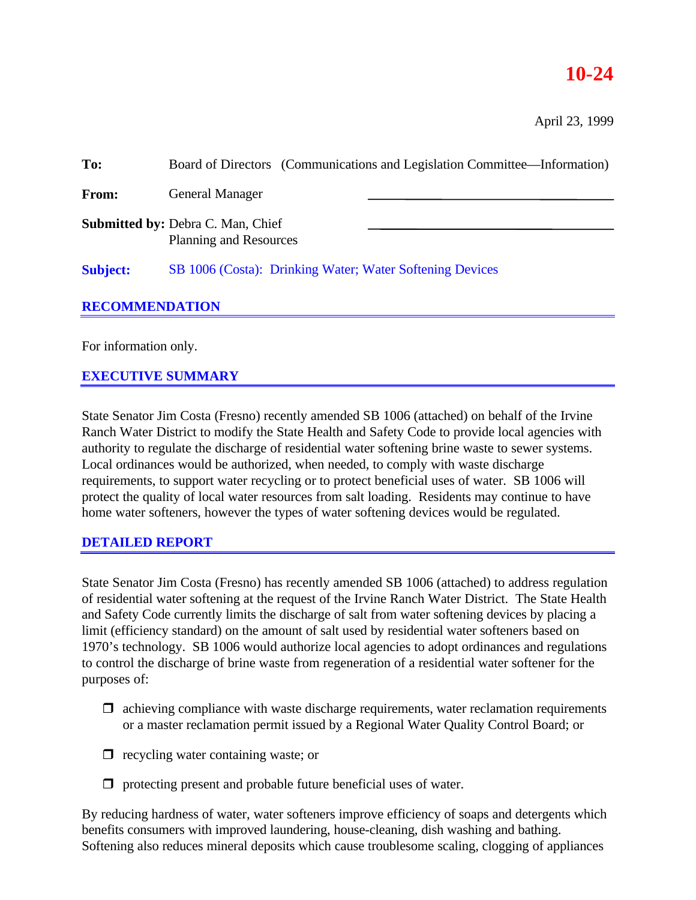# 10-24

April 23, 1999

**To:** Board of Directors (Communications and Legislation Committee—Information)

**From:** General Manager

**Submitted by:** Debra C. Man, Chief
Planning and Resources

**Subject:** SB 1006 (Costa): Drinking Water; Water Softening Devices

## RECOMMENDATION

For information only.

## EXECUTIVE SUMMARY

State Senator Jim Costa (Fresno) recently amended SB 1006 (attached) on behalf of the Irvine Ranch Water District to modify the State Health and Safety Code to provide local agencies with authority to regulate the discharge of residential water softening brine waste to sewer systems. Local ordinances would be authorized, when needed, to comply with waste discharge requirements, to support water recycling or to protect beneficial uses of water. SB 1006 will protect the quality of local water resources from salt loading. Residents may continue to have home water softeners, however the types of water softening devices would be regulated.

## DETAILED REPORT

State Senator Jim Costa (Fresno) has recently amended SB 1006 (attached) to address regulation of residential water softening at the request of the Irvine Ranch Water District. The State Health and Safety Code currently limits the discharge of salt from water softening devices by placing a limit (efficiency standard) on the amount of salt used by residential water softeners based on 1970's technology. SB 1006 would authorize local agencies to adopt ordinances and regulations to control the discharge of brine waste from regeneration of a residential water softener for the purposes of:

- achieving compliance with waste discharge requirements, water reclamation requirements or a master reclamation permit issued by a Regional Water Quality Control Board; or
- recycling water containing waste; or
- protecting present and probable future beneficial uses of water.

By reducing hardness of water, water softeners improve efficiency of soaps and detergents which benefits consumers with improved laundering, house-cleaning, dish washing and bathing. Softening also reduces mineral deposits which cause troublesome scaling, clogging of appliances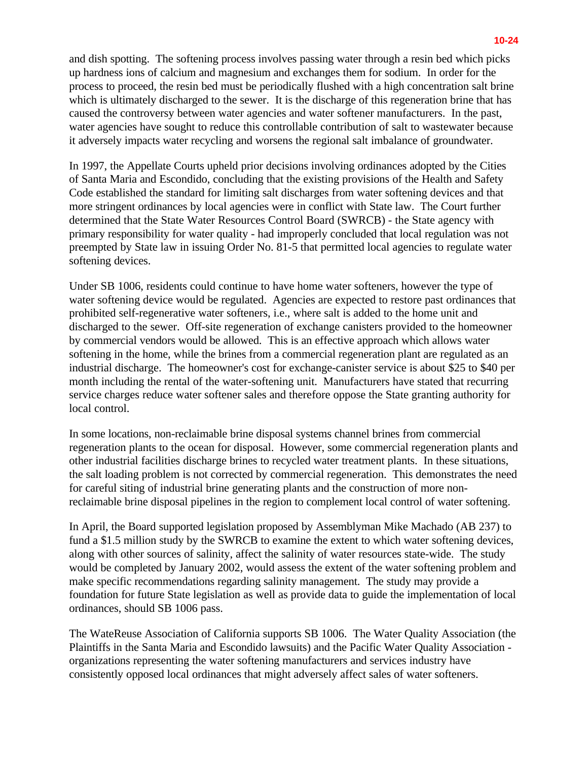and dish spotting. The softening process involves passing water through a resin bed which picks up hardness ions of calcium and magnesium and exchanges them for sodium. In order for the process to proceed, the resin bed must be periodically flushed with a high concentration salt brine which is ultimately discharged to the sewer. It is the discharge of this regeneration brine that has caused the controversy between water agencies and water softener manufacturers. In the past, water agencies have sought to reduce this controllable contribution of salt to wastewater because it adversely impacts water recycling and worsens the regional salt imbalance of groundwater.

In 1997, the Appellate Courts upheld prior decisions involving ordinances adopted by the Cities of Santa Maria and Escondido, concluding that the existing provisions of the Health and Safety Code established the standard for limiting salt discharges from water softening devices and that more stringent ordinances by local agencies were in conflict with State law. The Court further determined that the State Water Resources Control Board (SWRCB) - the State agency with primary responsibility for water quality - had improperly concluded that local regulation was not preempted by State law in issuing Order No. 81-5 that permitted local agencies to regulate water softening devices.

Under SB 1006, residents could continue to have home water softeners, however the type of water softening device would be regulated. Agencies are expected to restore past ordinances that prohibited self-regenerative water softeners, i.e., where salt is added to the home unit and discharged to the sewer. Off-site regeneration of exchange canisters provided to the homeowner by commercial vendors would be allowed. This is an effective approach which allows water softening in the home, while the brines from a commercial regeneration plant are regulated as an industrial discharge. The homeowner's cost for exchange-canister service is about $25 to $40 per month including the rental of the water-softening unit. Manufacturers have stated that recurring service charges reduce water softener sales and therefore oppose the State granting authority for local control.

In some locations, non-reclaimable brine disposal systems channel brines from commercial regeneration plants to the ocean for disposal. However, some commercial regeneration plants and other industrial facilities discharge brines to recycled water treatment plants. In these situations, the salt loading problem is not corrected by commercial regeneration. This demonstrates the need for careful siting of industrial brine generating plants and the construction of more non-reclaimable brine disposal pipelines in the region to complement local control of water softening.

In April, the Board supported legislation proposed by Assemblyman Mike Machado (AB 237) to fund a $1.5 million study by the SWRCB to examine the extent to which water softening devices, along with other sources of salinity, affect the salinity of water resources state-wide. The study would be completed by January 2002, would assess the extent of the water softening problem and make specific recommendations regarding salinity management. The study may provide a foundation for future State legislation as well as provide data to guide the implementation of local ordinances, should SB 1006 pass.

The WateReuse Association of California supports SB 1006. The Water Quality Association (the Plaintiffs in the Santa Maria and Escondido lawsuits) and the Pacific Water Quality Association - organizations representing the water softening manufacturers and services industry have consistently opposed local ordinances that might adversely affect sales of water softeners.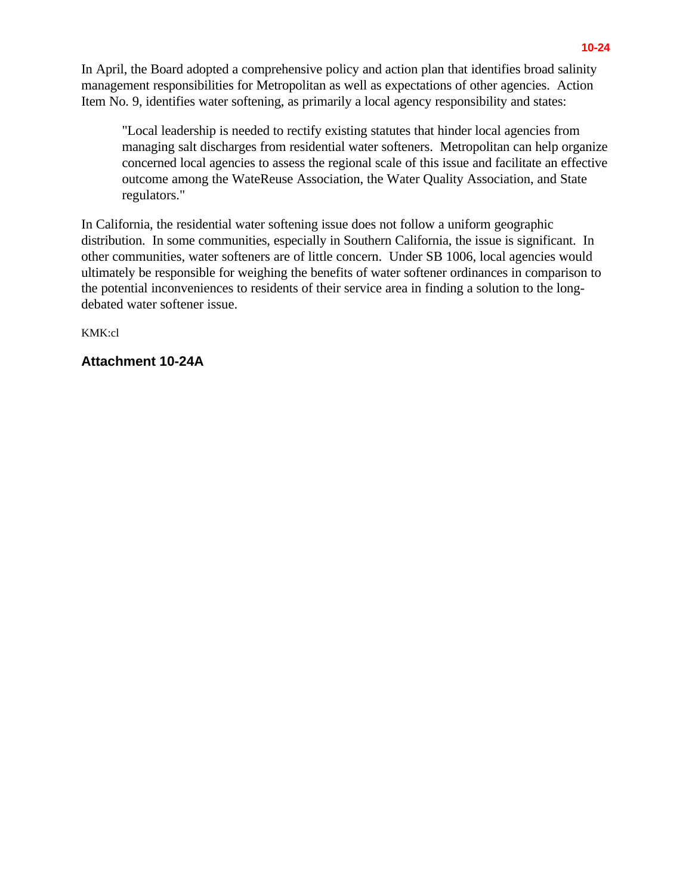In April, the Board adopted a comprehensive policy and action plan that identifies broad salinity management responsibilities for Metropolitan as well as expectations of other agencies. Action Item No. 9, identifies water softening, as primarily a local agency responsibility and states:

> "Local leadership is needed to rectify existing statutes that hinder local agencies from managing salt discharges from residential water softeners. Metropolitan can help organize concerned local agencies to assess the regional scale of this issue and facilitate an effective outcome among the WateReuse Association, the Water Quality Association, and State regulators."

In California, the residential water softening issue does not follow a uniform geographic distribution. In some communities, especially in Southern California, the issue is significant. In other communities, water softeners are of little concern. Under SB 1006, local agencies would ultimately be responsible for weighing the benefits of water softener ordinances in comparison to the potential inconveniences to residents of their service area in finding a solution to the long-debated water softener issue.

KMK:cl

**Attachment 10-24A**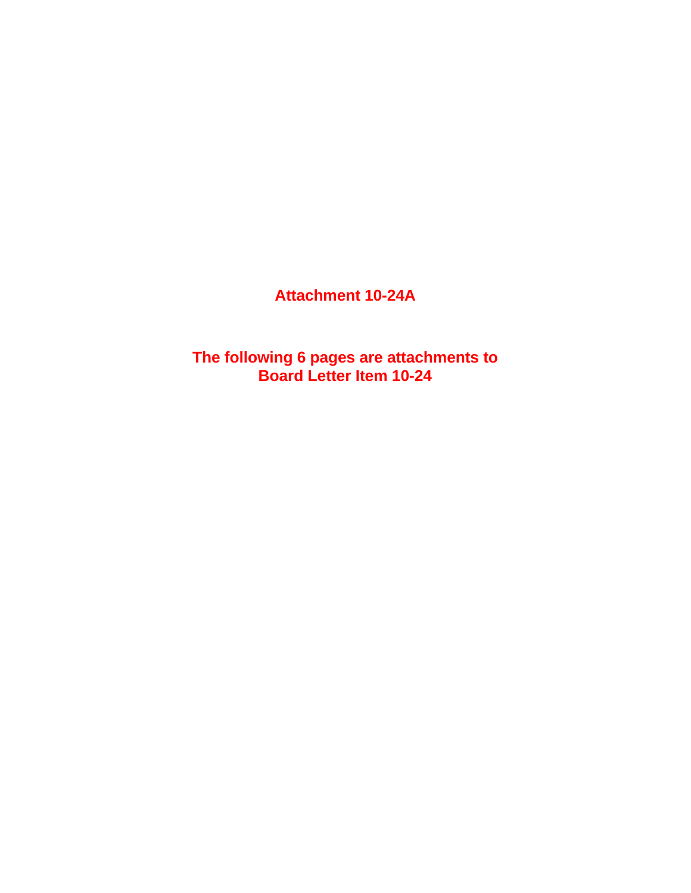**Attachment 10-24A**

**The following 6 pages are attachments to Board Letter Item 10-24**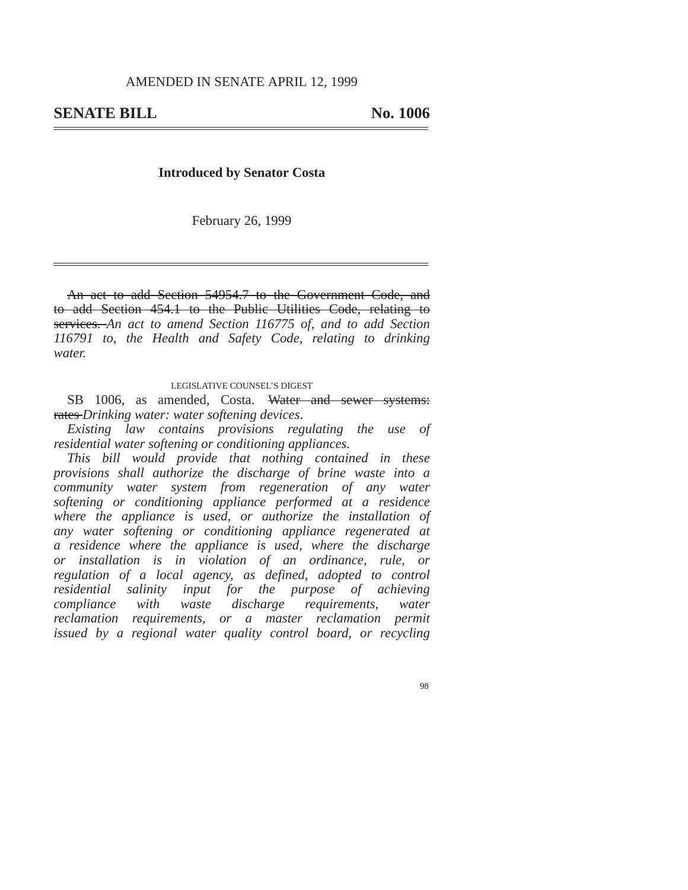AMENDED IN SENATE APRIL 12, 1999

# SENATE BILL No. 1006

**Introduced by Senator Costa**

February 26, 1999

~~An act to add Section 54954.7 to the Government Code, and to add Section 454.1 to the Public Utilities Code, relating to services.~~ *An act to amend Section 116775 of, and to add Section 116791 to, the Health and Safety Code, relating to drinking water.*

LEGISLATIVE COUNSEL'S DIGEST

SB 1006, as amended, Costa. ~~Water and sewer systems: rates~~ *Drinking water: water softening devices.*

*Existing law contains provisions regulating the use of residential water softening or conditioning appliances.*

*This bill would provide that nothing contained in these provisions shall authorize the discharge of brine waste into a community water system from regeneration of any water softening or conditioning appliance performed at a residence where the appliance is used, or authorize the installation of any water softening or conditioning appliance regenerated at a residence where the appliance is used, where the discharge or installation is in violation of an ordinance, rule, or regulation of a local agency, as defined, adopted to control residential salinity input for the purpose of achieving compliance with waste discharge requirements, water reclamation requirements, or a master reclamation permit issued by a regional water quality control board, or recycling*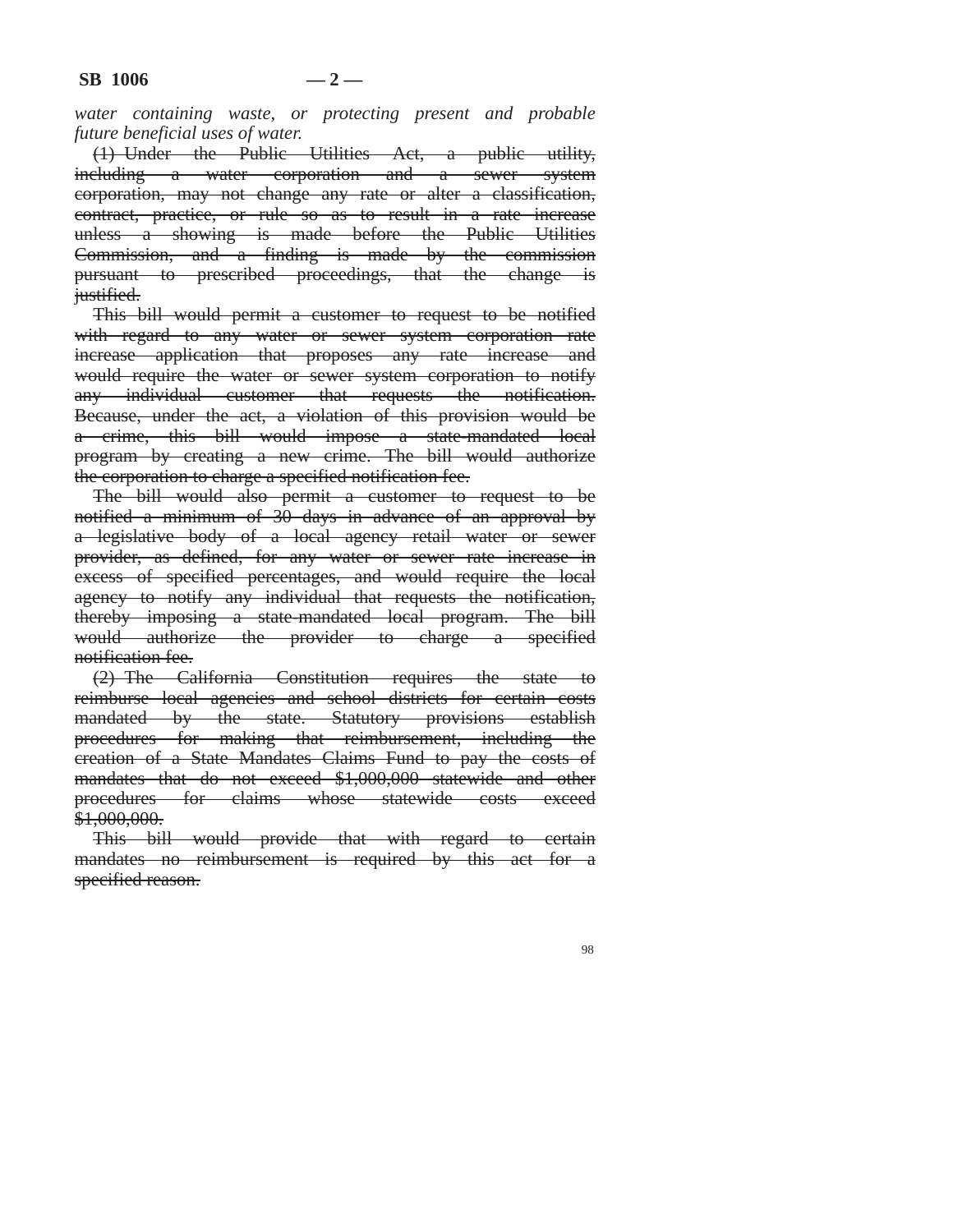*water containing waste, or protecting present and probable future beneficial uses of water.*

~~(1) Under the Public Utilities Act, a public utility, including a water corporation and a sewer system corporation, may not change any rate or alter a classification, contract, practice, or rule so as to result in a rate increase unless a showing is made before the Public Utilities Commission, and a finding is made by the commission pursuant to prescribed proceedings, that the change is justified.~~

~~This bill would permit a customer to request to be notified with regard to any water or sewer system corporation rate increase application that proposes any rate increase and would require the water or sewer system corporation to notify any individual customer that requests the notification. Because, under the act, a violation of this provision would be a crime, this bill would impose a state-mandated local program by creating a new crime. The bill would authorize the corporation to charge a specified notification fee.~~

~~The bill would also permit a customer to request to be notified a minimum of 30 days in advance of an approval by a legislative body of a local agency retail water or sewer provider, as defined, for any water or sewer rate increase in excess of specified percentages, and would require the local agency to notify any individual that requests the notification, thereby imposing a state-mandated local program. The bill would authorize the provider to charge a specified notification fee.~~

~~(2) The California Constitution requires the state to reimburse local agencies and school districts for certain costs mandated by the state. Statutory provisions establish procedures for making that reimbursement, including the creation of a State Mandates Claims Fund to pay the costs of mandates that do not exceed $1,000,000 statewide and other procedures for claims whose statewide costs exceed $1,000,000.~~

~~This bill would provide that with regard to certain mandates no reimbursement is required by this act for a specified reason.~~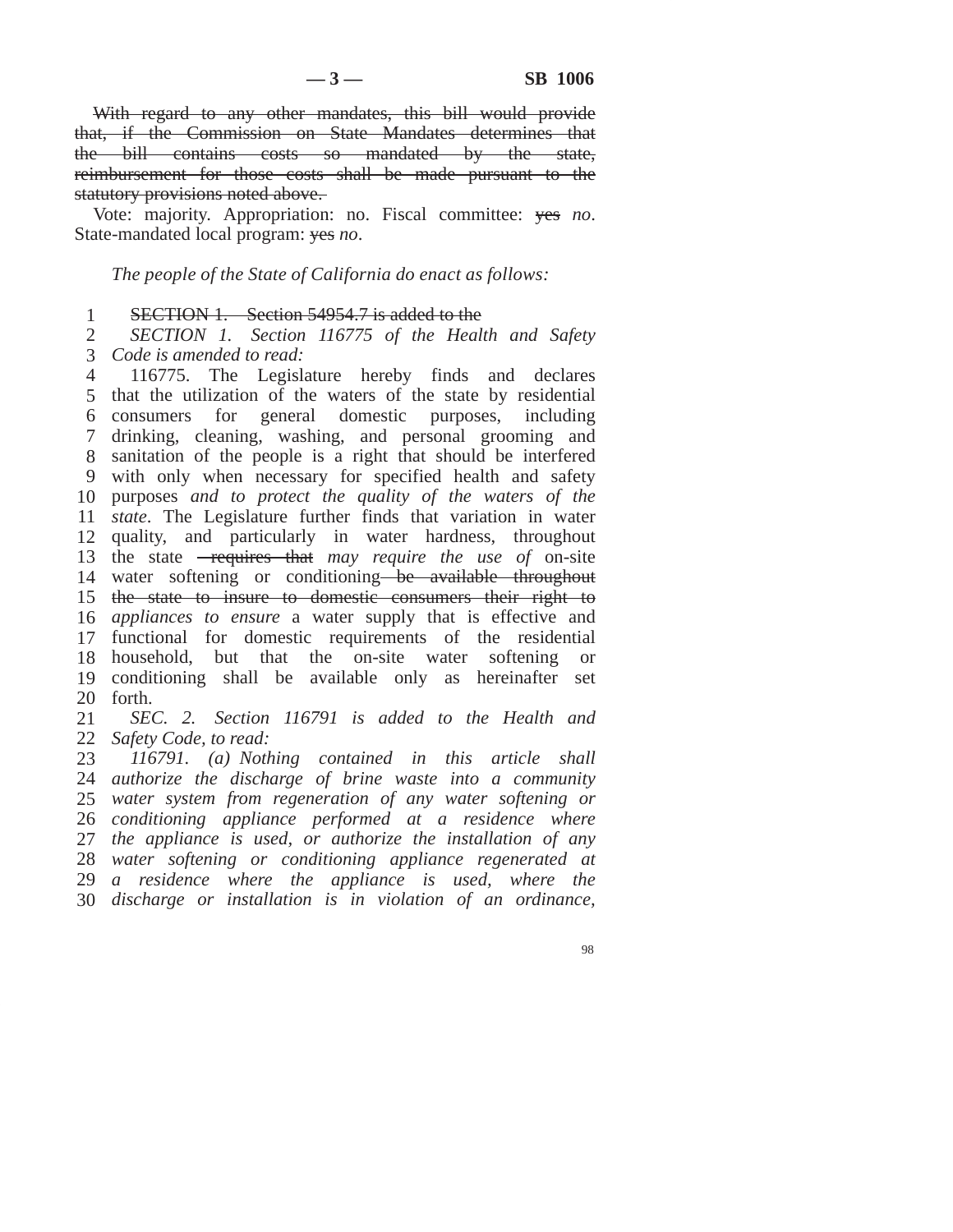~~With regard to any other mandates, this bill would provide that, if the Commission on State Mandates determines that the bill contains costs so mandated by the state, reimbursement for those costs shall be made pursuant to the statutory provisions noted above.~~

Vote: majority. Appropriation: no. Fiscal committee: ~~yes~~ *no*. State-mandated local program: ~~yes~~ *no*.

*The people of the State of California do enact as follows:*

~~SECTION 1. Section 54954.7 is added to the~~

*SECTION 1. Section 116775 of the Health and Safety Code is amended to read:*

116775. The Legislature hereby finds and declares that the utilization of the waters of the state by residential consumers for general domestic purposes, including drinking, cleaning, washing, and personal grooming and sanitation of the people is a right that should be interfered with only when necessary for specified health and safety purposes *and to protect the quality of the waters of the state*. The Legislature further finds that variation in water quality, and particularly in water hardness, throughout the state ~~requires that~~ *may require the use of* on-site water softening or conditioning ~~be available throughout the state to insure to domestic consumers their right to~~ *appliances to ensure* a water supply that is effective and functional for domestic requirements of the residential household, but that the on-site water softening or conditioning shall be available only as hereinafter set forth.

*SEC. 2. Section 116791 is added to the Health and Safety Code, to read:*

*116791. (a) Nothing contained in this article shall authorize the discharge of brine waste into a community water system from regeneration of any water softening or conditioning appliance performed at a residence where the appliance is used, or authorize the installation of any water softening or conditioning appliance regenerated at a residence where the appliance is used, where the discharge or installation is in violation of an ordinance,*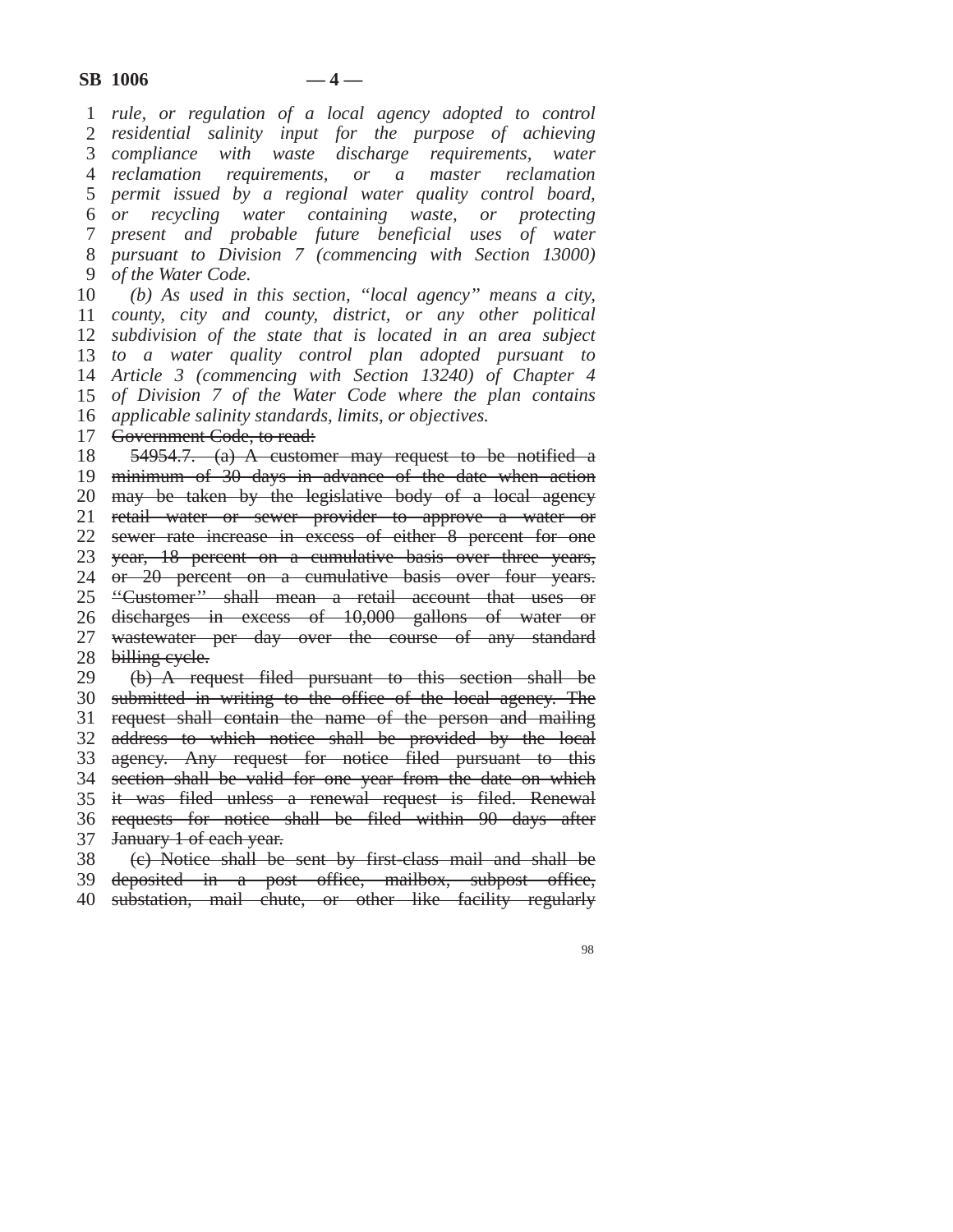*rule, or regulation of a local agency adopted to control residential salinity input for the purpose of achieving compliance with waste discharge requirements, water reclamation requirements, or a master reclamation permit issued by a regional water quality control board, or recycling water containing waste, or protecting present and probable future beneficial uses of water pursuant to Division 7 (commencing with Section 13000) of the Water Code.*

*(b) As used in this section, "local agency" means a city, county, city and county, district, or any other political subdivision of the state that is located in an area subject to a water quality control plan adopted pursuant to Article 3 (commencing with Section 13240) of Chapter 4 of Division 7 of the Water Code where the plan contains applicable salinity standards, limits, or objectives.*

~~Government Code, to read:~~

~~54954.7. (a) A customer may request to be notified a minimum of 30 days in advance of the date when action may be taken by the legislative body of a local agency retail water or sewer provider to approve a water or sewer rate increase in excess of either 8 percent for one year, 18 percent on a cumulative basis over three years, or 20 percent on a cumulative basis over four years. "Customer" shall mean a retail account that uses or discharges in excess of 10,000 gallons of water or wastewater per day over the course of any standard billing cycle.~~

~~(b) A request filed pursuant to this section shall be submitted in writing to the office of the local agency. The request shall contain the name of the person and mailing address to which notice shall be provided by the local agency. Any request for notice filed pursuant to this section shall be valid for one year from the date on which it was filed unless a renewal request is filed. Renewal requests for notice shall be filed within 90 days after January 1 of each year.~~

~~(c) Notice shall be sent by first-class mail and shall be deposited in a post office, mailbox, subpost office, substation, mail chute, or other like facility regularly~~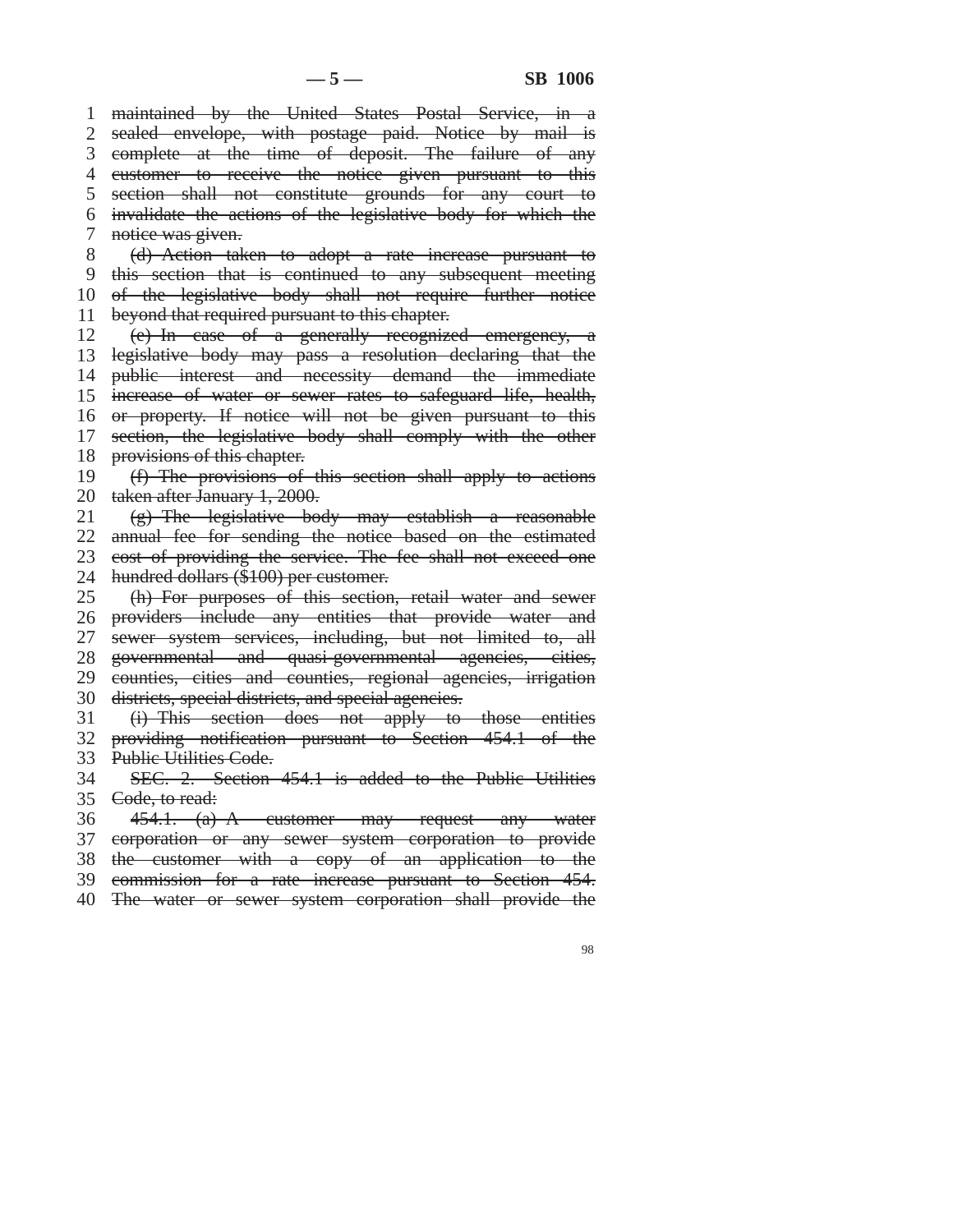~~maintained by the United States Postal Service, in a sealed envelope, with postage paid. Notice by mail is complete at the time of deposit. The failure of any customer to receive the notice given pursuant to this section shall not constitute grounds for any court to invalidate the actions of the legislative body for which the notice was given.~~

~~(d) Action taken to adopt a rate increase pursuant to this section that is continued to any subsequent meeting of the legislative body shall not require further notice beyond that required pursuant to this chapter.~~

~~(e) In case of a generally recognized emergency, a legislative body may pass a resolution declaring that the public interest and necessity demand the immediate increase of water or sewer rates to safeguard life, health, or property. If notice will not be given pursuant to this section, the legislative body shall comply with the other provisions of this chapter.~~

~~(f) The provisions of this section shall apply to actions taken after January 1, 2000.~~

~~(g) The legislative body may establish a reasonable annual fee for sending the notice based on the estimated cost of providing the service. The fee shall not exceed one hundred dollars ($100) per customer.~~

~~(h) For purposes of this section, retail water and sewer providers include any entities that provide water and sewer system services, including, but not limited to, all governmental and quasi-governmental agencies, cities, counties, cities and counties, regional agencies, irrigation districts, special districts, and special agencies.~~

~~(i) This section does not apply to those entities providing notification pursuant to Section 454.1 of the Public Utilities Code.~~

~~SEC. 2. Section 454.1 is added to the Public Utilities Code, to read:~~

~~454.1. (a) A customer may request any water corporation or any sewer system corporation to provide the customer with a copy of an application to the commission for a rate increase pursuant to Section 454. The water or sewer system corporation shall provide the~~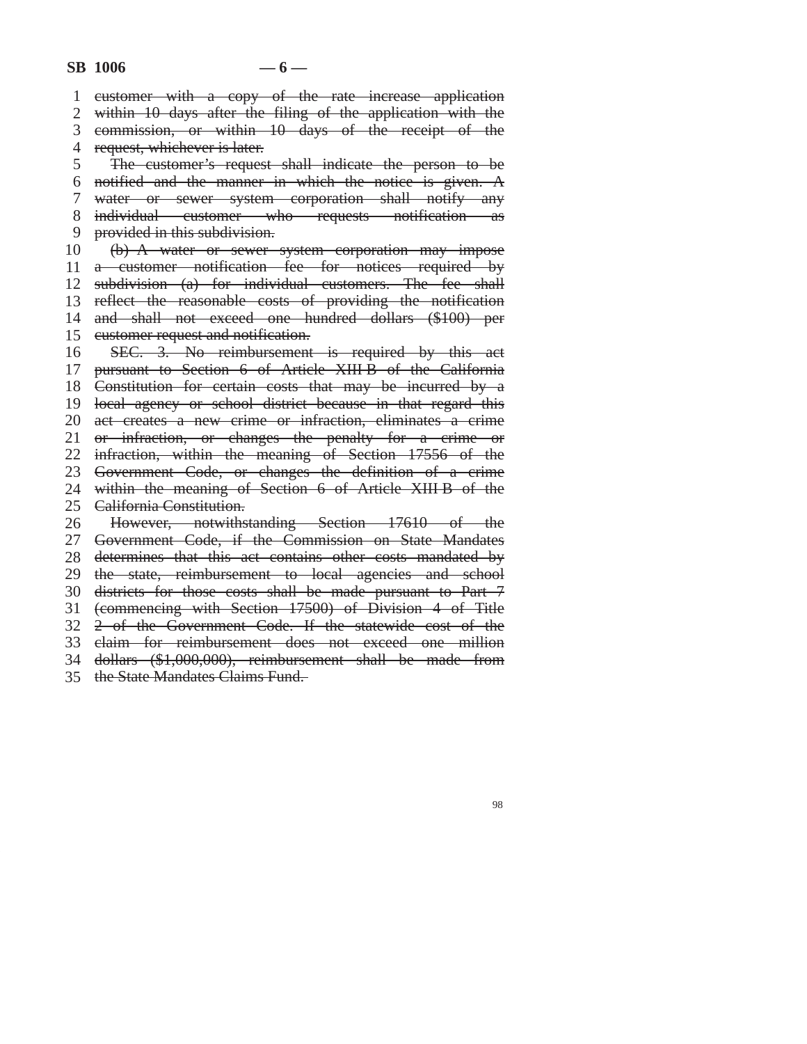~~customer with a copy of the rate increase application within 10 days after the filing of the application with the commission, or within 10 days of the receipt of the request, whichever is later.~~

~~The customer's request shall indicate the person to be notified and the manner in which the notice is given. A water or sewer system corporation shall notify any individual customer who requests notification as provided in this subdivision.~~

~~(b) A water or sewer system corporation may impose a customer notification fee for notices required by subdivision (a) for individual customers. The fee shall reflect the reasonable costs of providing the notification and shall not exceed one hundred dollars ($100) per customer request and notification.~~

~~SEC. 3. No reimbursement is required by this act pursuant to Section 6 of Article XIII B of the California Constitution for certain costs that may be incurred by a local agency or school district because in that regard this act creates a new crime or infraction, eliminates a crime or infraction, or changes the penalty for a crime or infraction, within the meaning of Section 17556 of the Government Code, or changes the definition of a crime within the meaning of Section 6 of Article XIII B of the California Constitution.~~

~~However, notwithstanding Section 17610 of the Government Code, if the Commission on State Mandates determines that this act contains other costs mandated by the state, reimbursement to local agencies and school districts for those costs shall be made pursuant to Part 7 (commencing with Section 17500) of Division 4 of Title 2 of the Government Code. If the statewide cost of the claim for reimbursement does not exceed one million dollars ($1,000,000), reimbursement shall be made from the State Mandates Claims Fund.~~